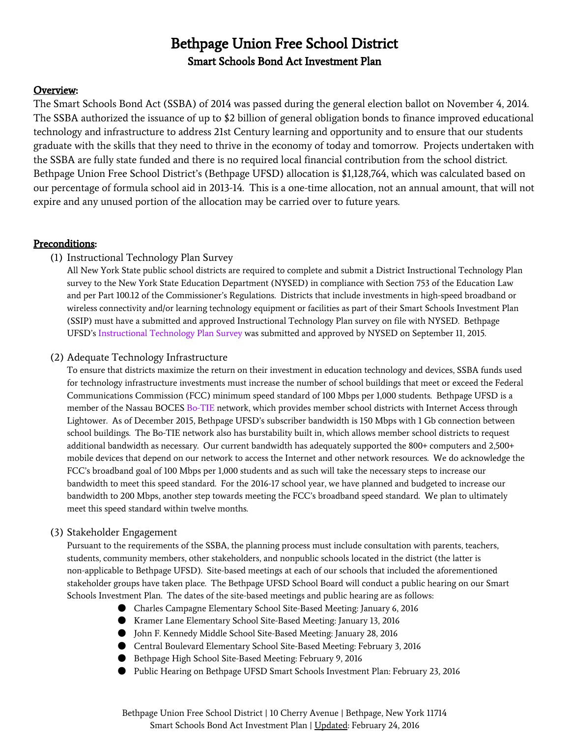# Bethpage Union Free School District
## Smart Schools Bond Act Investment Plan

### Overview:

The Smart Schools Bond Act (SSBA) of 2014 was passed during the general election ballot on November 4, 2014. The SSBA authorized the issuance of up to $2 billion of general obligation bonds to finance improved educational technology and infrastructure to address 21st Century learning and opportunity and to ensure that our students graduate with the skills that they need to thrive in the economy of today and tomorrow. Projects undertaken with the SSBA are fully state funded and there is no required local financial contribution from the school district. Bethpage Union Free School District's (Bethpage UFSD) allocation is $1,128,764, which was calculated based on our percentage of formula school aid in 2013-14. This is a one-time allocation, not an annual amount, that will not expire and any unused portion of the allocation may be carried over to future years.

### Preconditions:

(1) Instructional Technology Plan Survey

All New York State public school districts are required to complete and submit a District Instructional Technology Plan survey to the New York State Education Department (NYSED) in compliance with Section 753 of the Education Law and per Part 100.12 of the Commissioner's Regulations. Districts that include investments in high-speed broadband or wireless connectivity and/or learning technology equipment or facilities as part of their Smart Schools Investment Plan (SSIP) must have a submitted and approved Instructional Technology Plan survey on file with NYSED. Bethpage UFSD's Instructional Technology Plan Survey was submitted and approved by NYSED on September 11, 2015.

(2) Adequate Technology Infrastructure

To ensure that districts maximize the return on their investment in education technology and devices, SSBA funds used for technology infrastructure investments must increase the number of school buildings that meet or exceed the Federal Communications Commission (FCC) minimum speed standard of 100 Mbps per 1,000 students. Bethpage UFSD is a member of the Nassau BOCES Bo-TIE network, which provides member school districts with Internet Access through Lightower. As of December 2015, Bethpage UFSD's subscriber bandwidth is 150 Mbps with 1 Gb connection between school buildings. The Bo-TIE network also has burstability built in, which allows member school districts to request additional bandwidth as necessary. Our current bandwidth has adequately supported the 800+ computers and 2,500+ mobile devices that depend on our network to access the Internet and other network resources. We do acknowledge the FCC's broadband goal of 100 Mbps per 1,000 students and as such will take the necessary steps to increase our bandwidth to meet this speed standard. For the 2016-17 school year, we have planned and budgeted to increase our bandwidth to 200 Mbps, another step towards meeting the FCC's broadband speed standard. We plan to ultimately meet this speed standard within twelve months.

(3) Stakeholder Engagement

Pursuant to the requirements of the SSBA, the planning process must include consultation with parents, teachers, students, community members, other stakeholders, and nonpublic schools located in the district (the latter is non-applicable to Bethpage UFSD). Site-based meetings at each of our schools that included the aforementioned stakeholder groups have taken place. The Bethpage UFSD School Board will conduct a public hearing on our Smart Schools Investment Plan. The dates of the site-based meetings and public hearing are as follows:

- Charles Campagne Elementary School Site-Based Meeting: January 6, 2016
- Kramer Lane Elementary School Site-Based Meeting: January 13, 2016
- John F. Kennedy Middle School Site-Based Meeting: January 28, 2016
- Central Boulevard Elementary School Site-Based Meeting: February 3, 2016
- Bethpage High School Site-Based Meeting: February 9, 2016
- Public Hearing on Bethpage UFSD Smart Schools Investment Plan: February 23, 2016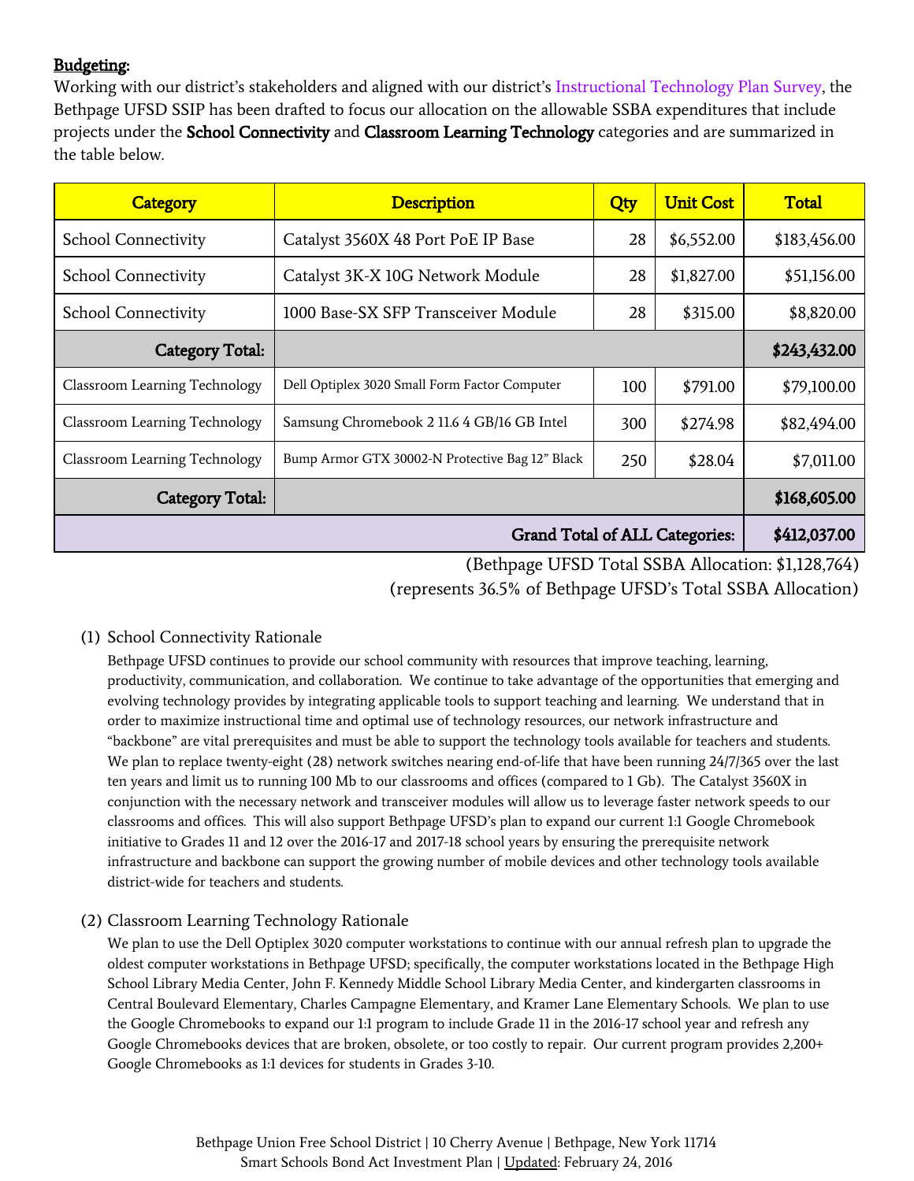**Budgeting:**
Working with our district's stakeholders and aligned with our district's Instructional Technology Plan Survey, the Bethpage UFSD SSIP has been drafted to focus our allocation on the allowable SSBA expenditures that include projects under the **School Connectivity** and **Classroom Learning Technology** categories and are summarized in the table below.

| Category | Description | Qty | Unit Cost | Total |
|---|---|---|---|---|
| School Connectivity | Catalyst 3560X 48 Port PoE IP Base | 28 | $6,552.00 | $183,456.00 |
| School Connectivity | Catalyst 3K-X 10G Network Module | 28 | $1,827.00 | $51,156.00 |
| School Connectivity | 1000 Base-SX SFP Transceiver Module | 28 | $315.00 | $8,820.00 |
| **Category Total:** | | | | **$243,432.00** |
| Classroom Learning Technology | Dell Optiplex 3020 Small Form Factor Computer | 100 | $791.00 | $79,100.00 |
| Classroom Learning Technology | Samsung Chromebook 2 11.6 4 GB/16 GB Intel | 300 | $274.98 | $82,494.00 |
| Classroom Learning Technology | Bump Armor GTX 30002-N Protective Bag 12" Black | 250 | $28.04 | $7,011.00 |
| **Category Total:** | | | | **$168,605.00** |
| **Grand Total of ALL Categories:** | | | | **$412,037.00** |

(Bethpage UFSD Total SSBA Allocation: $1,128,764)
(represents 36.5% of Bethpage UFSD's Total SSBA Allocation)

(1) School Connectivity Rationale

Bethpage UFSD continues to provide our school community with resources that improve teaching, learning, productivity, communication, and collaboration. We continue to take advantage of the opportunities that emerging and evolving technology provides by integrating applicable tools to support teaching and learning. We understand that in order to maximize instructional time and optimal use of technology resources, our network infrastructure and "backbone" are vital prerequisites and must be able to support the technology tools available for teachers and students. We plan to replace twenty-eight (28) network switches nearing end-of-life that have been running 24/7/365 over the last ten years and limit us to running 100 Mb to our classrooms and offices (compared to 1 Gb). The Catalyst 3560X in conjunction with the necessary network and transceiver modules will allow us to leverage faster network speeds to our classrooms and offices. This will also support Bethpage UFSD's plan to expand our current 1:1 Google Chromebook initiative to Grades 11 and 12 over the 2016-17 and 2017-18 school years by ensuring the prerequisite network infrastructure and backbone can support the growing number of mobile devices and other technology tools available district-wide for teachers and students.

(2) Classroom Learning Technology Rationale

We plan to use the Dell Optiplex 3020 computer workstations to continue with our annual refresh plan to upgrade the oldest computer workstations in Bethpage UFSD; specifically, the computer workstations located in the Bethpage High School Library Media Center, John F. Kennedy Middle School Library Media Center, and kindergarten classrooms in Central Boulevard Elementary, Charles Campagne Elementary, and Kramer Lane Elementary Schools. We plan to use the Google Chromebooks to expand our 1:1 program to include Grade 11 in the 2016-17 school year and refresh any Google Chromebooks devices that are broken, obsolete, or too costly to repair. Our current program provides 2,200+ Google Chromebooks as 1:1 devices for students in Grades 3-10.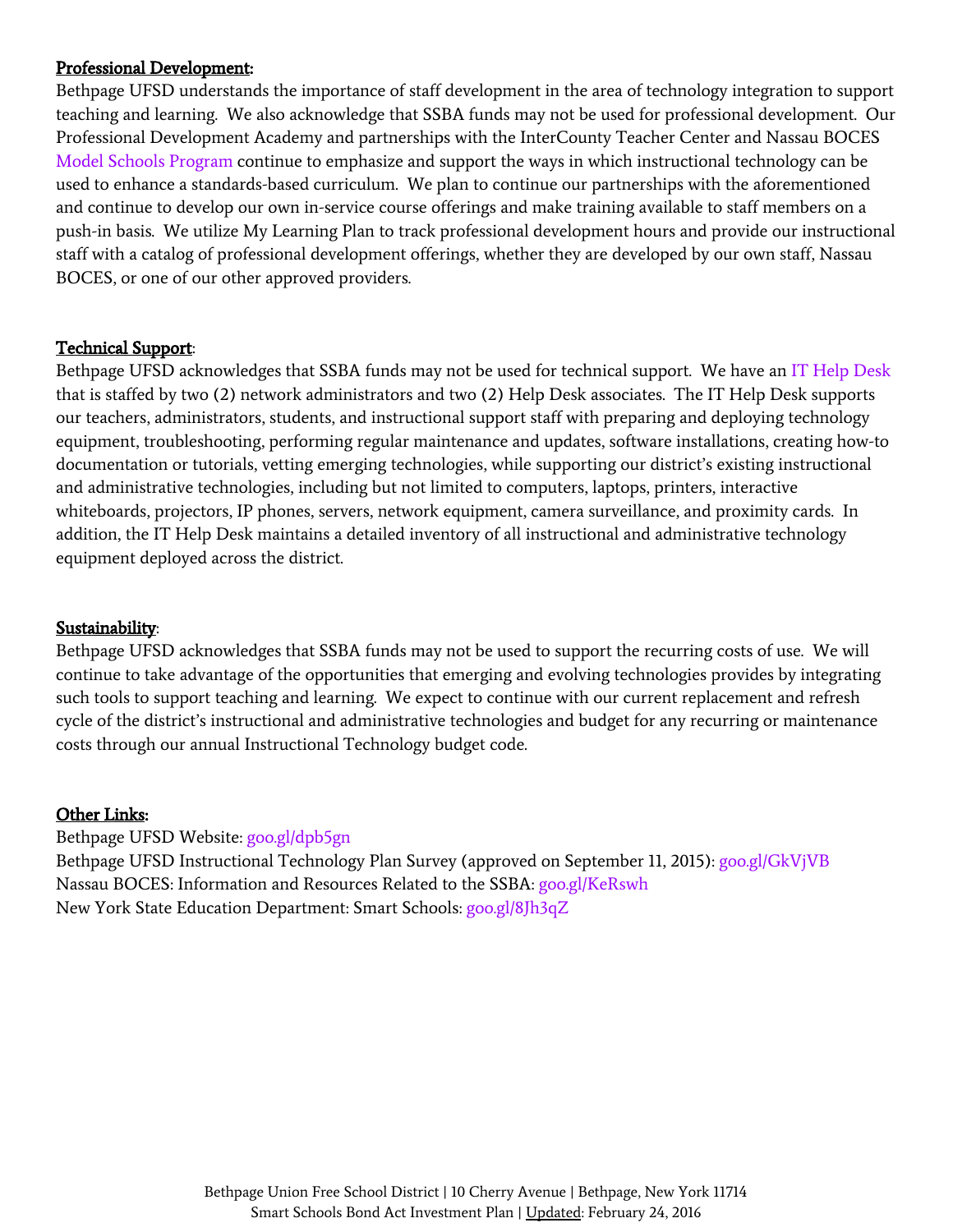**Professional Development:**

Bethpage UFSD understands the importance of staff development in the area of technology integration to support teaching and learning. We also acknowledge that SSBA funds may not be used for professional development. Our Professional Development Academy and partnerships with the InterCounty Teacher Center and Nassau BOCES Model Schools Program continue to emphasize and support the ways in which instructional technology can be used to enhance a standards-based curriculum. We plan to continue our partnerships with the aforementioned and continue to develop our own in-service course offerings and make training available to staff members on a push-in basis. We utilize My Learning Plan to track professional development hours and provide our instructional staff with a catalog of professional development offerings, whether they are developed by our own staff, Nassau BOCES, or one of our other approved providers.

**Technical Support:**

Bethpage UFSD acknowledges that SSBA funds may not be used for technical support. We have an IT Help Desk that is staffed by two (2) network administrators and two (2) Help Desk associates. The IT Help Desk supports our teachers, administrators, students, and instructional support staff with preparing and deploying technology equipment, troubleshooting, performing regular maintenance and updates, software installations, creating how-to documentation or tutorials, vetting emerging technologies, while supporting our district's existing instructional and administrative technologies, including but not limited to computers, laptops, printers, interactive whiteboards, projectors, IP phones, servers, network equipment, camera surveillance, and proximity cards. In addition, the IT Help Desk maintains a detailed inventory of all instructional and administrative technology equipment deployed across the district.

**Sustainability:**

Bethpage UFSD acknowledges that SSBA funds may not be used to support the recurring costs of use. We will continue to take advantage of the opportunities that emerging and evolving technologies provides by integrating such tools to support teaching and learning. We expect to continue with our current replacement and refresh cycle of the district's instructional and administrative technologies and budget for any recurring or maintenance costs through our annual Instructional Technology budget code.

**Other Links:**

Bethpage UFSD Website: goo.gl/dpb5gn
Bethpage UFSD Instructional Technology Plan Survey (approved on September 11, 2015): goo.gl/GkVjVB
Nassau BOCES: Information and Resources Related to the SSBA: goo.gl/KeRswh
New York State Education Department: Smart Schools: goo.gl/8Jh3qZ